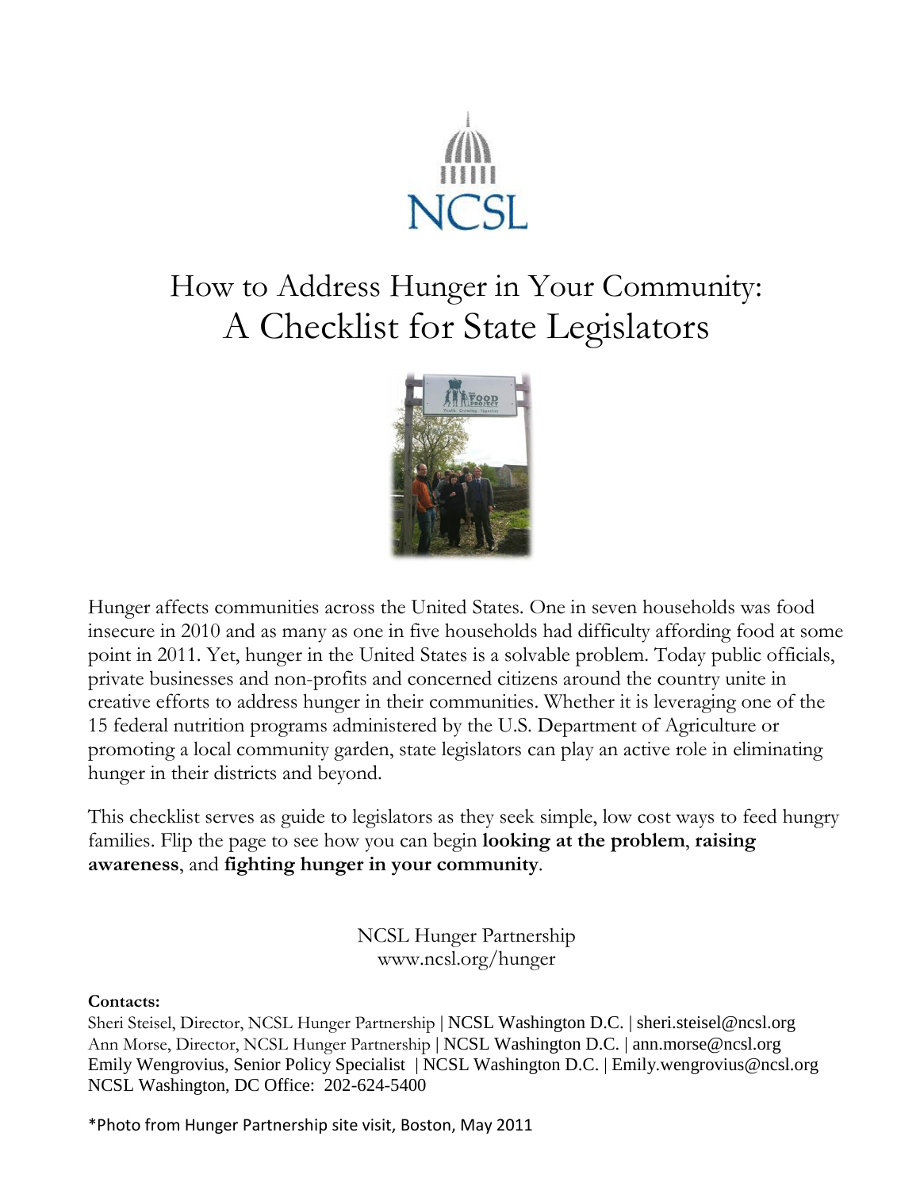NCSL

# How to Address Hunger in Your Community: A Checklist for State Legislators

Hunger affects communities across the United States. One in seven households was food insecure in 2010 and as many as one in five households had difficulty affording food at some point in 2011. Yet, hunger in the United States is a solvable problem. Today public officials, private businesses and non-profits and concerned citizens around the country unite in creative efforts to address hunger in their communities. Whether it is leveraging one of the 15 federal nutrition programs administered by the U.S. Department of Agriculture or promoting a local community garden, state legislators can play an active role in eliminating hunger in their districts and beyond.

This checklist serves as guide to legislators as they seek simple, low cost ways to feed hungry families. Flip the page to see how you can begin **looking at the problem**, **raising awareness**, and **fighting hunger in your community**.

NCSL Hunger Partnership
www.ncsl.org/hunger

**Contacts:**
Sheri Steisel, Director, NCSL Hunger Partnership | NCSL Washington D.C. | sheri.steisel@ncsl.org
Ann Morse, Director, NCSL Hunger Partnership | NCSL Washington D.C. | ann.morse@ncsl.org
Emily Wengrovius, Senior Policy Specialist | NCSL Washington D.C. | Emily.wengrovius@ncsl.org
NCSL Washington, DC Office: 202-624-5400

*Photo from Hunger Partnership site visit, Boston, May 2011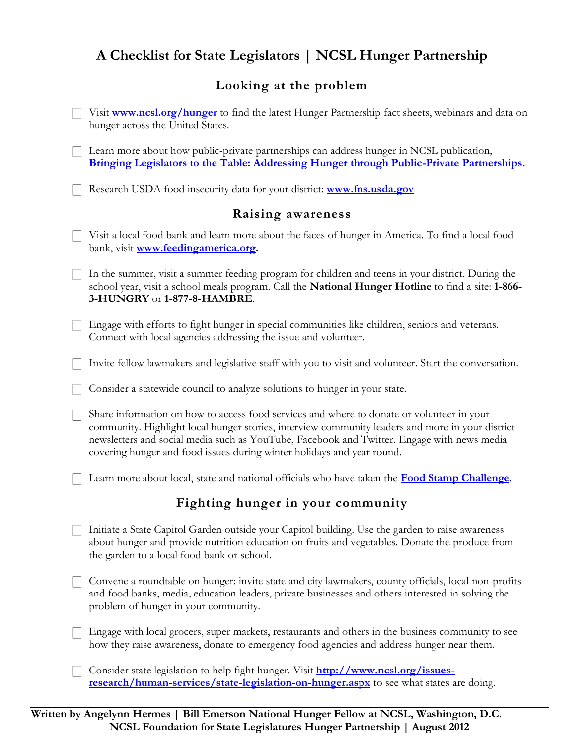# A Checklist for State Legislators | NCSL Hunger Partnership

## Looking at the problem

- [ ] Visit **[www.ncsl.org/hunger](www.ncsl.org/hunger)** to find the latest Hunger Partnership fact sheets, webinars and data on hunger across the United States.
- [ ] Learn more about how public-private partnerships can address hunger in NCSL publication, **Bringing Legislators to the Table: Addressing Hunger through Public-Private Partnerships.**
- [ ] Research USDA food insecurity data for your district: **[www.fns.usda.gov](www.fns.usda.gov)**

## Raising awareness

- [ ] Visit a local food bank and learn more about the faces of hunger in America. To find a local food bank, visit **[www.feedingamerica.org](www.feedingamerica.org).**
- [ ] In the summer, visit a summer feeding program for children and teens in your district. During the school year, visit a school meals program. Call the **National Hunger Hotline** to find a site: **1-866-3-HUNGRY** or **1-877-8-HAMBRE**.
- [ ] Engage with efforts to fight hunger in special communities like children, seniors and veterans. Connect with local agencies addressing the issue and volunteer.
- [ ] Invite fellow lawmakers and legislative staff with you to visit and volunteer. Start the conversation.
- [ ] Consider a statewide council to analyze solutions to hunger in your state.
- [ ] Share information on how to access food services and where to donate or volunteer in your community. Highlight local hunger stories, interview community leaders and more in your district newsletters and social media such as YouTube, Facebook and Twitter. Engage with news media covering hunger and food issues during winter holidays and year round.
- [ ] Learn more about local, state and national officials who have taken the **Food Stamp Challenge**.

## Fighting hunger in your community

- [ ] Initiate a State Capitol Garden outside your Capitol building. Use the garden to raise awareness about hunger and provide nutrition education on fruits and vegetables. Donate the produce from the garden to a local food bank or school.
- [ ] Convene a roundtable on hunger: invite state and city lawmakers, county officials, local non-profits and food banks, media, education leaders, private businesses and others interested in solving the problem of hunger in your community.
- [ ] Engage with local grocers, super markets, restaurants and others in the business community to see how they raise awareness, donate to emergency food agencies and address hunger near them.
- [ ] Consider state legislation to help fight hunger. Visit **[http://www.ncsl.org/issues-research/human-services/state-legislation-on-hunger.aspx](http://www.ncsl.org/issues-research/human-services/state-legislation-on-hunger.aspx)** to see what states are doing.

---

**Written by Angelynn Hermes | Bill Emerson National Hunger Fellow at NCSL, Washington, D.C.**
**NCSL Foundation for State Legislatures Hunger Partnership | August 2012**